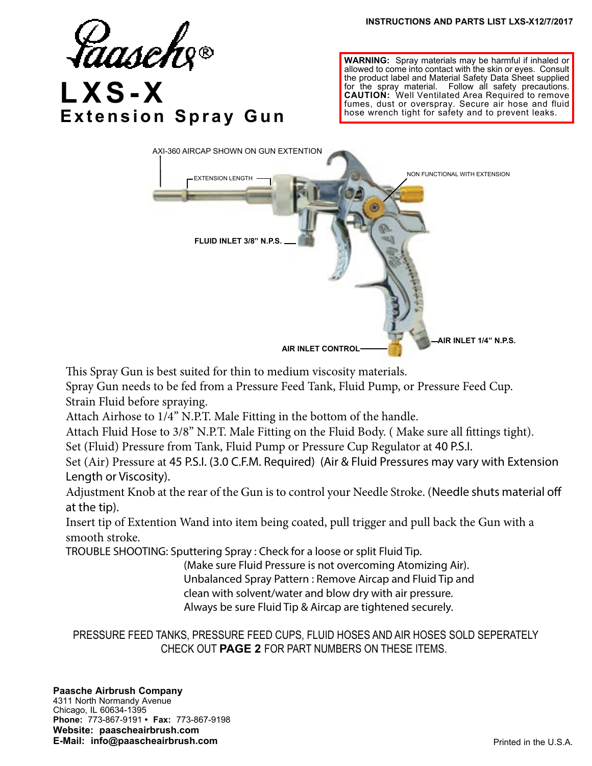INSTRUCTIONS AND PARTS LIST LXS-X12/7/2017

Paasche®

# LXS-X

## Extension Spray Gun

**WARNING:** Spray materials may be harmful if inhaled or allowed to come into contact with the skin or eyes. Consult the product label and Material Safety Data Sheet supplied for the spray material. Follow all safety precautions. **CAUTION:** Well Ventilated Area Required to remove fumes, dust or overspray. Secure air hose and fluid hose wrench tight for safety and to prevent leaks.

AXI-360 AIRCAP SHOWN ON GUN EXTENTION

EXTENSION LENGTH

NON FUNCTIONAL WITH EXTENSION

**FLUID INLET 3/8" N.P.S.**

**AIR INLET 1/4" N.P.S.**

**AIR INLET CONTROL**

This Spray Gun is best suited for thin to medium viscosity materials.
Spray Gun needs to be fed from a Pressure Feed Tank, Fluid Pump, or Pressure Feed Cup.
Strain Fluid before spraying.
Attach Airhose to 1/4" N.P.T. Male Fitting in the bottom of the handle.
Attach Fluid Hose to 3/8" N.P.T. Male Fitting on the Fluid Body. ( Make sure all fittings tight).
Set (Fluid) Pressure from Tank, Fluid Pump or Pressure Cup Regulator at 40 P.S.I.
Set (Air) Pressure at 45 P.S.I. (3.0 C.F.M. Required) (Air & Fluid Pressures may vary with Extension Length or Viscosity).
Adjustment Knob at the rear of the Gun is to control your Needle Stroke. (Needle shuts material off at the tip).
Insert tip of Extention Wand into item being coated, pull trigger and pull back the Gun with a smooth stroke.

TROUBLE SHOOTING: Sputtering Spray : Check for a loose or split Fluid Tip.
(Make sure Fluid Pressure is not overcoming Atomizing Air).
Unbalanced Spray Pattern : Remove Aircap and Fluid Tip and clean with solvent/water and blow dry with air pressure.
Always be sure Fluid Tip & Aircap are tightened securely.

PRESSURE FEED TANKS, PRESSURE FEED CUPS, FLUID HOSES AND AIR HOSES SOLD SEPERATELY
CHECK OUT **PAGE 2** FOR PART NUMBERS ON THESE ITEMS.

**Paasche Airbrush Company**
4311 North Normandy Avenue
Chicago, IL 60634-1395
**Phone:** 773-867-9191 • **Fax:** 773-867-9198
**Website: paascheairbrush.com**
**E-Mail: info@paascheairbrush.com**

Printed in the U.S.A.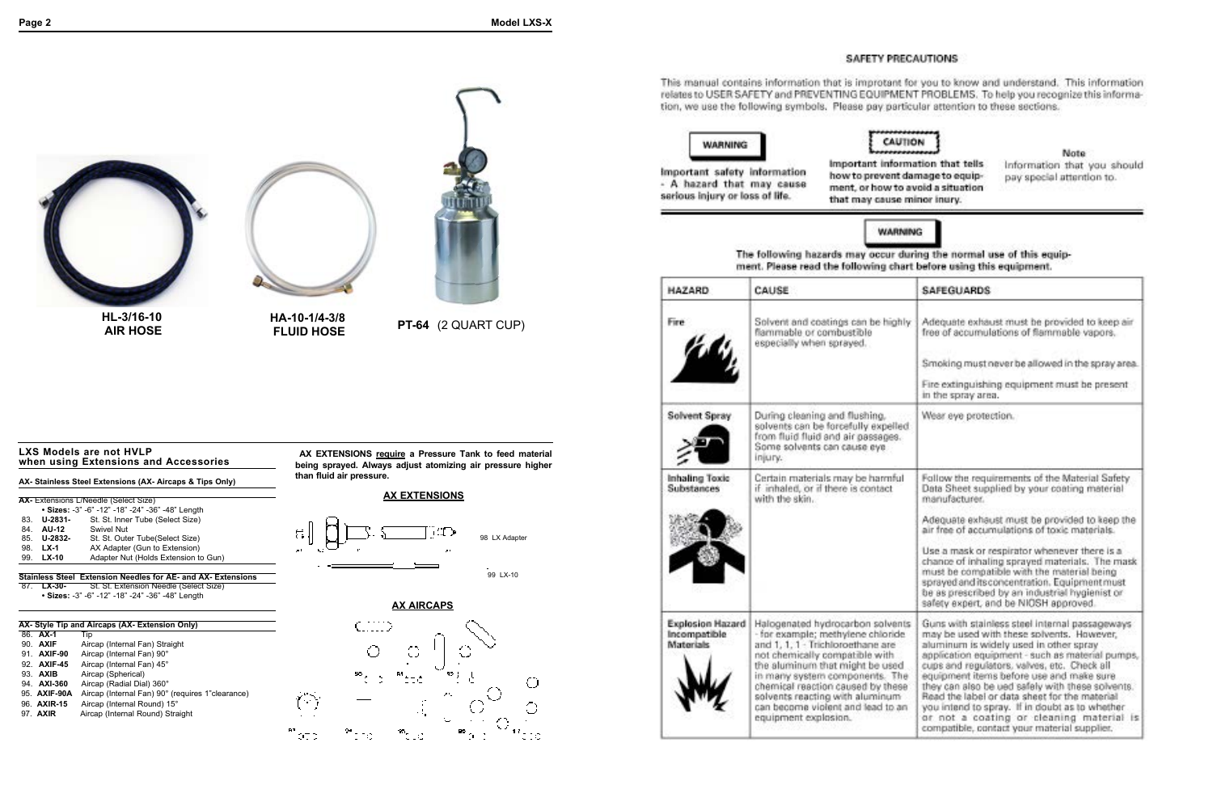HL-3/16-10
AIR HOSE

HA-10-1/4-3/8
FLUID HOSE

**PT-64** (2 QUART CUP)

### LXS Models are not HVLP when using Extensions and Accessories

**AX- Stainless Steel Extensions (AX- Aircaps & Tips Only)**

| | | |
|---|---|---|
| | **AX-** | Extensions L/Needle (Select Size) |
| | | • **Sizes:** -3" -6" -12" -18" -24" -36" -48" Length |
| 83. | **U-2831-** | St. St. Inner Tube (Select Size) |
| 84. | **AU-12** | Swivel Nut |
| 85. | **U-2832-** | St. St. Outer Tube(Select Size) |
| 98. | **LX-1** | AX Adapter (Gun to Extension) |
| 99. | **LX-10** | Adapter Nut (Holds Extension to Gun) |

**Stainless Steel Extension Needles for AE- and AX- Extensions**

| | | |
|---|---|---|
| 87. | **LX-30-** | St. St. Extension Needle (Select Size) |
| | | • **Sizes:** -3" -6" -12" -18" -24" -36" -48" Length |

**AX- Style Tip and Aircaps (AX- Extension Only)**

| | | |
|---|---|---|
| 86. | **AX-1** | Tip |
| 90. | **AXIF** | Aircap (Internal Fan) Straight |
| 91. | **AXIF-90** | Aircap (Internal Fan) 90° |
| 92. | **AXIF-45** | Aircap (Internal Fan) 45° |
| 93. | **AXIB** | Aircap (Spherical) |
| 94. | **AXI-360** | Aircap (Radial Dial) 360° |
| 95. | **AXIF-90A** | Aircap (Internal Fan) 90° (requires 1"clearance) |
| 96. | **AXIR-15** | Aircap (Internal Round) 15° |
| 97. | **AXIR** | Aircap (Internal Round) Straight |

**AX EXTENSIONS require a Pressure Tank to feed material being sprayed. Always adjust atomizing air pressure higher than fluid air pressure.**

**AX EXTENSIONS**

98 LX Adapter

99 LX-10

**AX AIRCAPS**

### SAFETY PRECAUTIONS

This manual contains information that is improtant for you to know and understand. This information relates to USER SAFETY and PREVENTING EQUIPMENT PROBLEMS. To help you recognize this information, we use the following symbols. Please pay particular attention to these sections.

**WARNING**
Important safety information - A hazard that may cause serious injury or loss of life.

**CAUTION**
Important information that tells how to prevent damage to equipment, or how to avoid a situation that may cause minor inury.

**Note**
Information that you should pay special attention to.

**WARNING**

**The following hazards may occur during the normal use of this equipment. Please read the following chart before using this equipment.**

| HAZARD | CAUSE | SAFEGUARDS |
|---|---|---|
| **Fire** | Solvent and coatings can be highly flammable or combustible especially when sprayed. | Adequate exhaust must be provided to keep air free of accumulations of flammable vapors.<br><br>Smoking must never be allowed in the spray area.<br><br>Fire extinguishing equipment must be present in the spray area. |
| **Solvent Spray** | During cleaning and flushing, solvents can be forcefully expelled from fluid fluid and air passages. Some solvents can cause eye injury. | Wear eye protection. |
| **Inhaling Toxic Substances** | Certain materials may be harmful if inhaled, or if there is contact with the skin. | Follow the requirements of the Material Safety Data Sheet supplied by your coating material manufacturer.<br><br>Adequate exhaust must be provided to keep the air free of accumulations of toxic materials.<br><br>Use a mask or respirator whenever there is a chance of inhaling sprayed materials. The mask must be compatible with the material being sprayed and its concentration. Equipment must be as prescribed by an industrial hygienist or safety expert, and be NIOSH approved. |
| **Explosion Hazard Incompatible Materials** | Halogenated hydrocarbon solvents - for example; methylene chloride and 1, 1, 1 - Trichloroethane are not chemically compatible with the aluminum that might be used in many system components. The chemical reaction caused by these solvents reacting with aluminum can become violent and lead to an equipment explosion. | Guns with stainless steel internal passageways may be used with these solvents. However, aluminum is widely used in other spray application equipment - such as material pumps, cups and regulators, valves, etc. Check all equipment items before use and make sure they can also be ued safely with these solvents. Read the label or data sheet for the material you intend to spray. If in doubt as to whether or not a coating or cleaning material is compatible, contact your material supplier. |